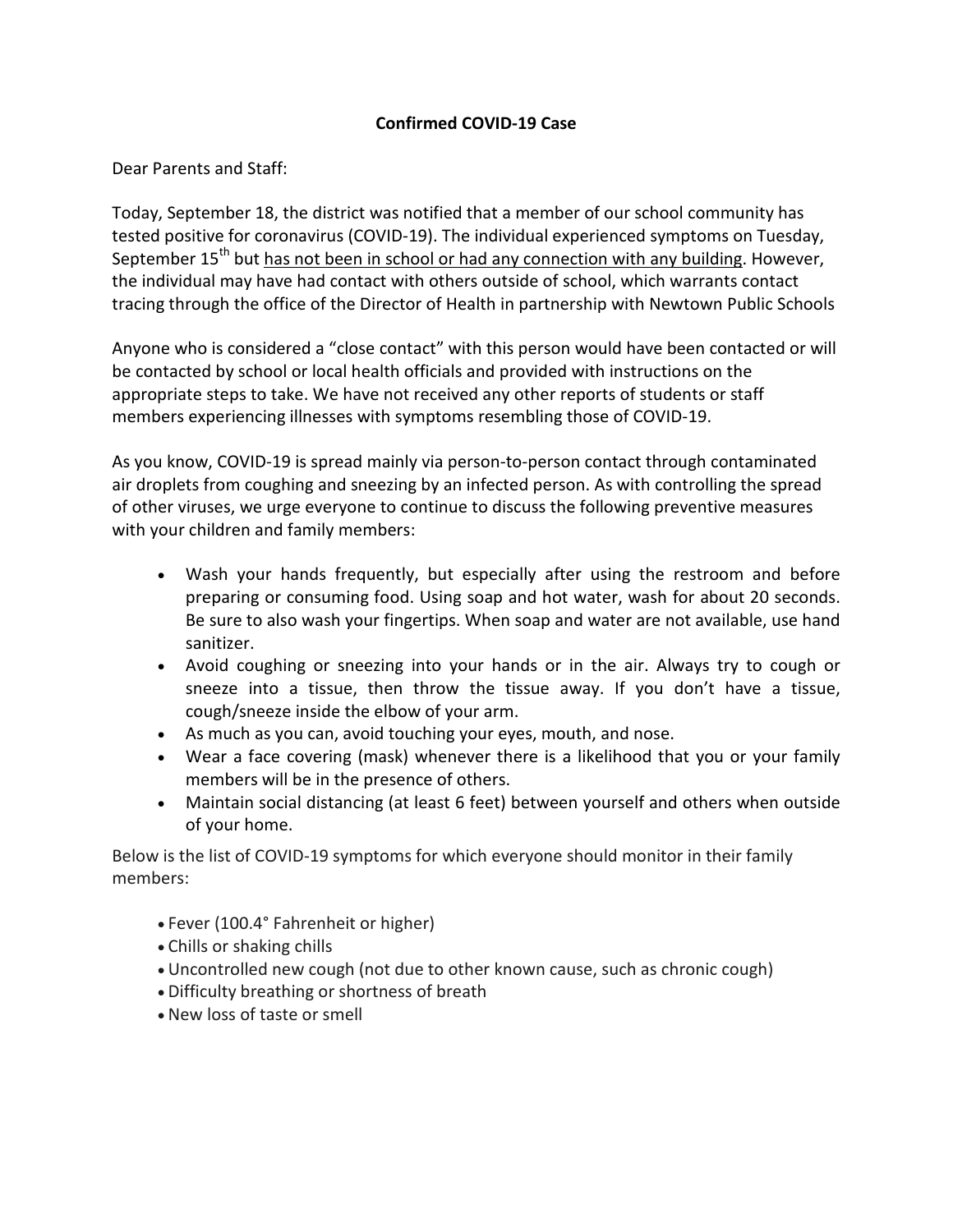**Confirmed COVID-19 Case**

Dear Parents and Staff:

Today, September 18, the district was notified that a member of our school community has tested positive for coronavirus (COVID-19). The individual experienced symptoms on Tuesday, September 15th but <u>has not been in school or had any connection with any building</u>. However, the individual may have had contact with others outside of school, which warrants contact tracing through the office of the Director of Health in partnership with Newtown Public Schools

Anyone who is considered a "close contact" with this person would have been contacted or will be contacted by school or local health officials and provided with instructions on the appropriate steps to take. We have not received any other reports of students or staff members experiencing illnesses with symptoms resembling those of COVID-19.

As you know, COVID-19 is spread mainly via person-to-person contact through contaminated air droplets from coughing and sneezing by an infected person. As with controlling the spread of other viruses, we urge everyone to continue to discuss the following preventive measures with your children and family members:

- Wash your hands frequently, but especially after using the restroom and before preparing or consuming food. Using soap and hot water, wash for about 20 seconds. Be sure to also wash your fingertips. When soap and water are not available, use hand sanitizer.
- Avoid coughing or sneezing into your hands or in the air. Always try to cough or sneeze into a tissue, then throw the tissue away. If you don't have a tissue, cough/sneeze inside the elbow of your arm.
- As much as you can, avoid touching your eyes, mouth, and nose.
- Wear a face covering (mask) whenever there is a likelihood that you or your family members will be in the presence of others.
- Maintain social distancing (at least 6 feet) between yourself and others when outside of your home.

Below is the list of COVID-19 symptoms for which everyone should monitor in their family members:

- Fever (100.4° Fahrenheit or higher)
- Chills or shaking chills
- Uncontrolled new cough (not due to other known cause, such as chronic cough)
- Difficulty breathing or shortness of breath
- New loss of taste or smell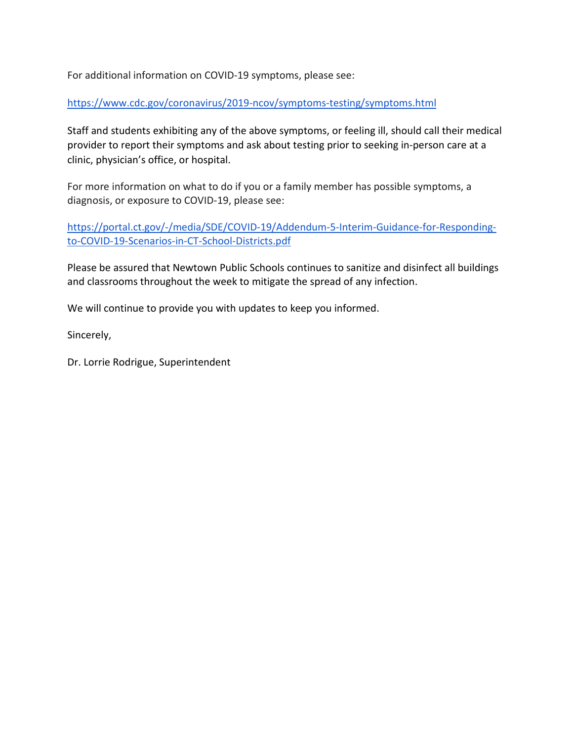For additional information on COVID-19 symptoms, please see:

https://www.cdc.gov/coronavirus/2019-ncov/symptoms-testing/symptoms.html

Staff and students exhibiting any of the above symptoms, or feeling ill, should call their medical provider to report their symptoms and ask about testing prior to seeking in-person care at a clinic, physician's office, or hospital.

For more information on what to do if you or a family member has possible symptoms, a diagnosis, or exposure to COVID-19, please see:

https://portal.ct.gov/-/media/SDE/COVID-19/Addendum-5-Interim-Guidance-for-Responding-to-COVID-19-Scenarios-in-CT-School-Districts.pdf

Please be assured that Newtown Public Schools continues to sanitize and disinfect all buildings and classrooms throughout the week to mitigate the spread of any infection.

We will continue to provide you with updates to keep you informed.

Sincerely,

Dr. Lorrie Rodrigue, Superintendent